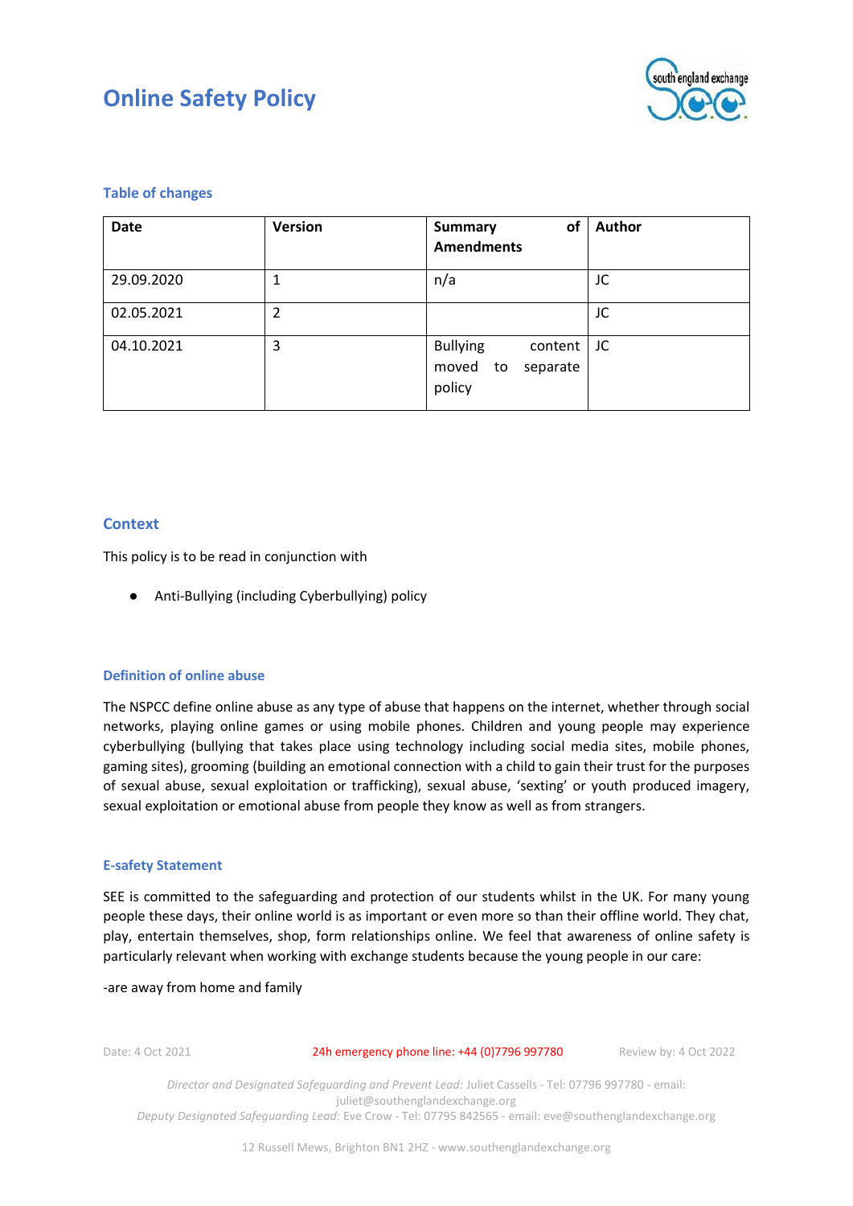# Online Safety Policy

### Table of changes

| Date | Version | Summary of Amendments | Author |
|---|---|---|---|
| 29.09.2020 | 1 | n/a | JC |
| 02.05.2021 | 2 | | JC |
| 04.10.2021 | 3 | Bullying content moved to separate policy | JC |

## Context

This policy is to be read in conjunction with

- Anti-Bullying (including Cyberbullying) policy

### Definition of online abuse

The NSPCC define online abuse as any type of abuse that happens on the internet, whether through social networks, playing online games or using mobile phones. Children and young people may experience cyberbullying (bullying that takes place using technology including social media sites, mobile phones, gaming sites), grooming (building an emotional connection with a child to gain their trust for the purposes of sexual abuse, sexual exploitation or trafficking), sexual abuse, 'sexting' or youth produced imagery, sexual exploitation or emotional abuse from people they know as well as from strangers.

### E-safety Statement

SEE is committed to the safeguarding and protection of our students whilst in the UK. For many young people these days, their online world is as important or even more so than their offline world. They chat, play, entertain themselves, shop, form relationships online. We feel that awareness of online safety is particularly relevant when working with exchange students because the young people in our care:

-are away from home and family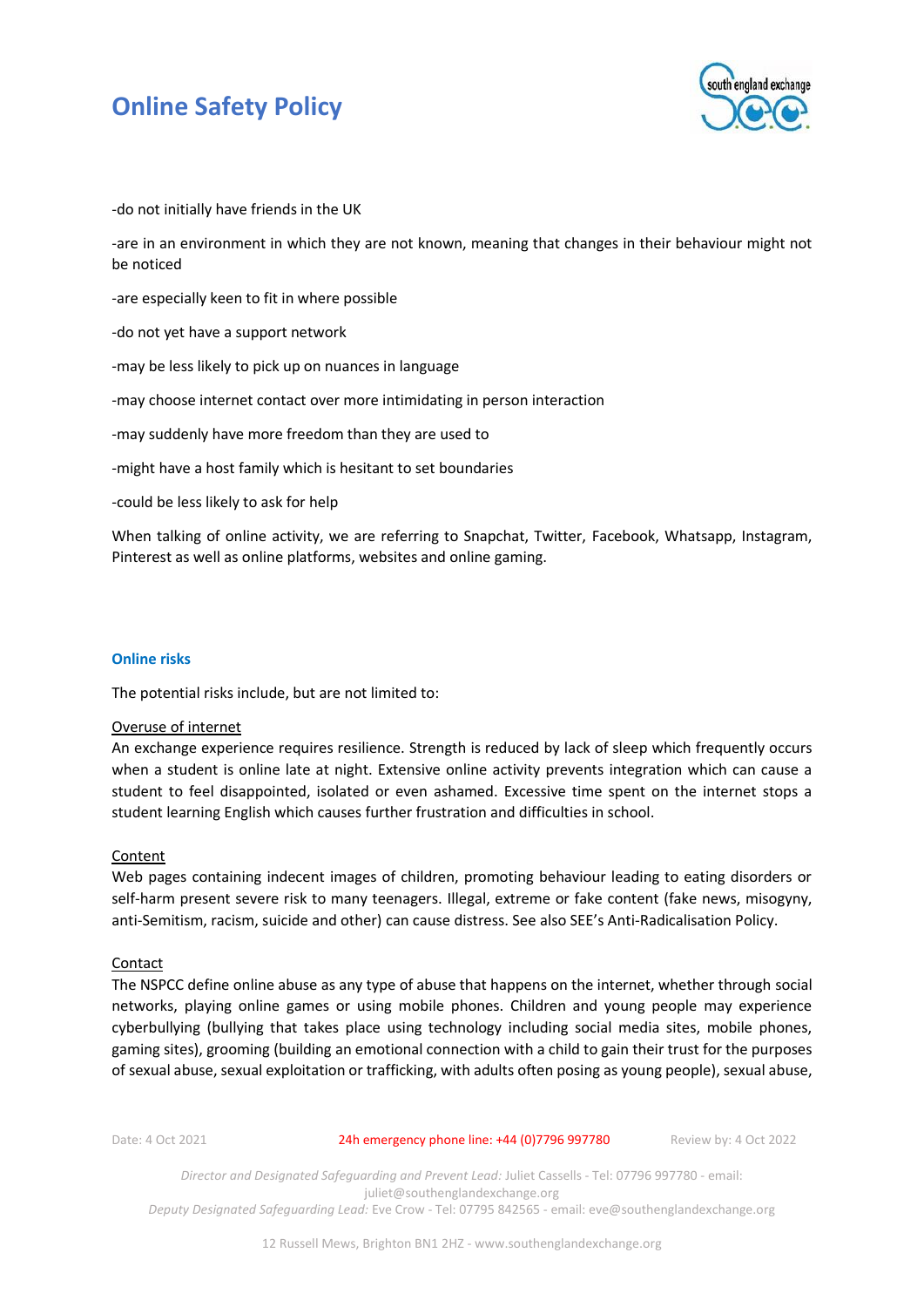-do not initially have friends in the UK

-are in an environment in which they are not known, meaning that changes in their behaviour might not be noticed

-are especially keen to fit in where possible

-do not yet have a support network

-may be less likely to pick up on nuances in language

-may choose internet contact over more intimidating in person interaction

-may suddenly have more freedom than they are used to

-might have a host family which is hesitant to set boundaries

-could be less likely to ask for help

When talking of online activity, we are referring to Snapchat, Twitter, Facebook, Whatsapp, Instagram, Pinterest as well as online platforms, websites and online gaming.

### Online risks

The potential risks include, but are not limited to:

<u>Overuse of internet</u>
An exchange experience requires resilience. Strength is reduced by lack of sleep which frequently occurs when a student is online late at night. Extensive online activity prevents integration which can cause a student to feel disappointed, isolated or even ashamed. Excessive time spent on the internet stops a student learning English which causes further frustration and difficulties in school.

<u>Content</u>
Web pages containing indecent images of children, promoting behaviour leading to eating disorders or self-harm present severe risk to many teenagers. Illegal, extreme or fake content (fake news, misogyny, anti-Semitism, racism, suicide and other) can cause distress. See also SEE's Anti-Radicalisation Policy.

<u>Contact</u>
The NSPCC define online abuse as any type of abuse that happens on the internet, whether through social networks, playing online games or using mobile phones. Children and young people may experience cyberbullying (bullying that takes place using technology including social media sites, mobile phones, gaming sites), grooming (building an emotional connection with a child to gain their trust for the purposes of sexual abuse, sexual exploitation or trafficking, with adults often posing as young people), sexual abuse,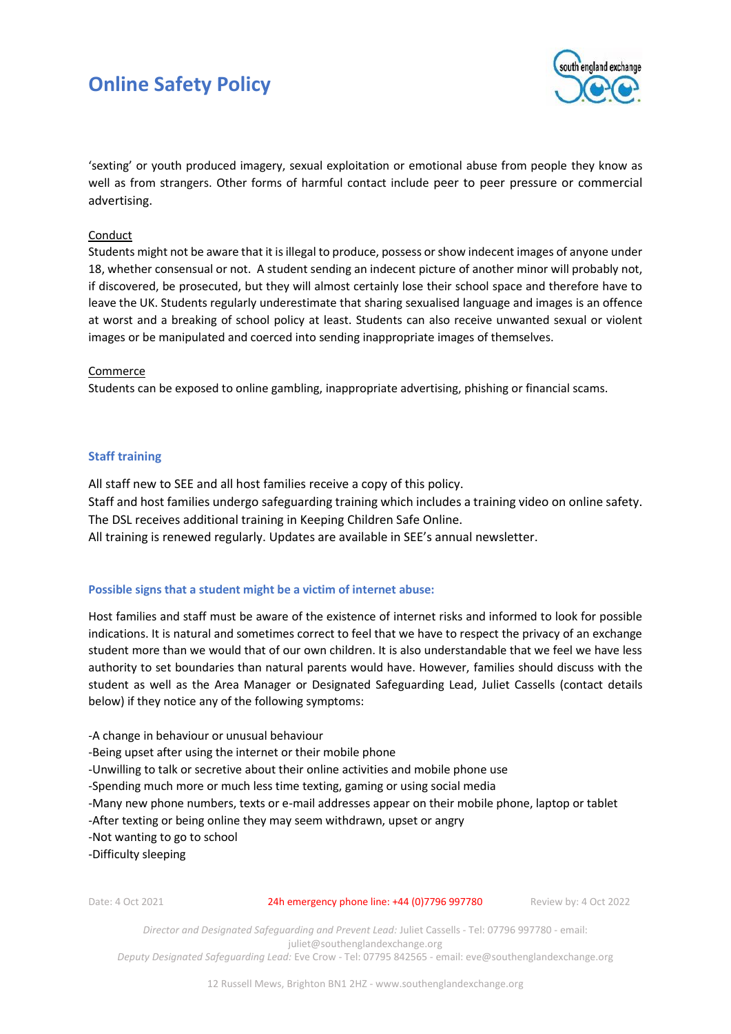'sexting' or youth produced imagery, sexual exploitation or emotional abuse from people they know as well as from strangers. Other forms of harmful contact include peer to peer pressure or commercial advertising.

Conduct

Students might not be aware that it is illegal to produce, possess or show indecent images of anyone under 18, whether consensual or not. A student sending an indecent picture of another minor will probably not, if discovered, be prosecuted, but they will almost certainly lose their school space and therefore have to leave the UK. Students regularly underestimate that sharing sexualised language and images is an offence at worst and a breaking of school policy at least. Students can also receive unwanted sexual or violent images or be manipulated and coerced into sending inappropriate images of themselves.

Commerce

Students can be exposed to online gambling, inappropriate advertising, phishing or financial scams.

## Staff training

All staff new to SEE and all host families receive a copy of this policy.
Staff and host families undergo safeguarding training which includes a training video on online safety.
The DSL receives additional training in Keeping Children Safe Online.
All training is renewed regularly. Updates are available in SEE's annual newsletter.

## Possible signs that a student might be a victim of internet abuse:

Host families and staff must be aware of the existence of internet risks and informed to look for possible indications. It is natural and sometimes correct to feel that we have to respect the privacy of an exchange student more than we would that of our own children. It is also understandable that we feel we have less authority to set boundaries than natural parents would have. However, families should discuss with the student as well as the Area Manager or Designated Safeguarding Lead, Juliet Cassells (contact details below) if they notice any of the following symptoms:

- A change in behaviour or unusual behaviour
- Being upset after using the internet or their mobile phone
- Unwilling to talk or secretive about their online activities and mobile phone use
- Spending much more or much less time texting, gaming or using social media
- Many new phone numbers, texts or e-mail addresses appear on their mobile phone, laptop or tablet
- After texting or being online they may seem withdrawn, upset or angry
- Not wanting to go to school
- Difficulty sleeping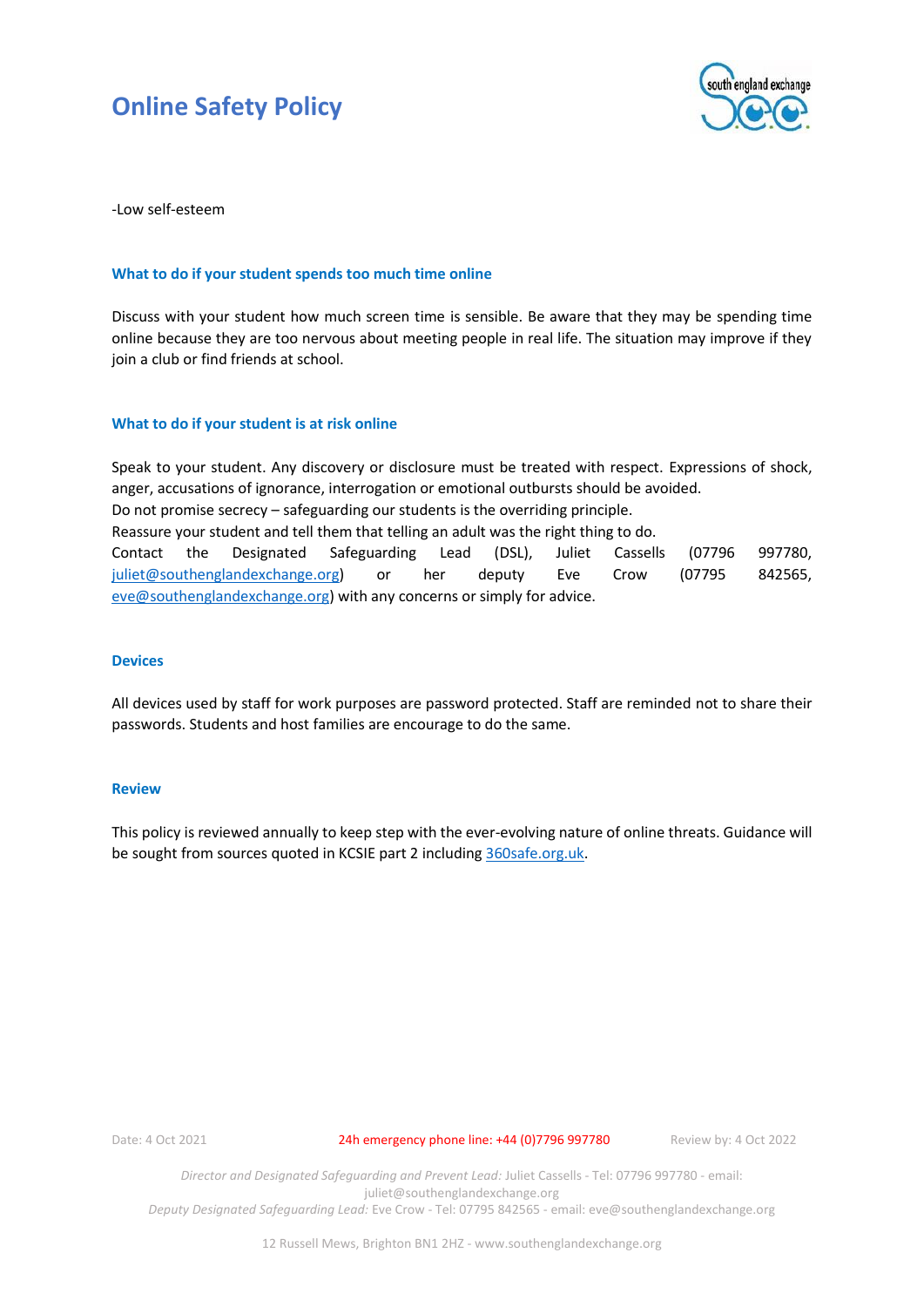-Low self-esteem

### What to do if your student spends too much time online

Discuss with your student how much screen time is sensible. Be aware that they may be spending time online because they are too nervous about meeting people in real life. The situation may improve if they join a club or find friends at school.

### What to do if your student is at risk online

Speak to your student. Any discovery or disclosure must be treated with respect. Expressions of shock, anger, accusations of ignorance, interrogation or emotional outbursts should be avoided.
Do not promise secrecy – safeguarding our students is the overriding principle.
Reassure your student and tell them that telling an adult was the right thing to do.
Contact the Designated Safeguarding Lead (DSL), Juliet Cassells (07796 997780, juliet@southenglandexchange.org) or her deputy Eve Crow (07795 842565, eve@southenglandexchange.org) with any concerns or simply for advice.

### Devices

All devices used by staff for work purposes are password protected. Staff are reminded not to share their passwords. Students and host families are encourage to do the same.

### Review

This policy is reviewed annually to keep step with the ever-evolving nature of online threats. Guidance will be sought from sources quoted in KCSIE part 2 including 360safe.org.uk.